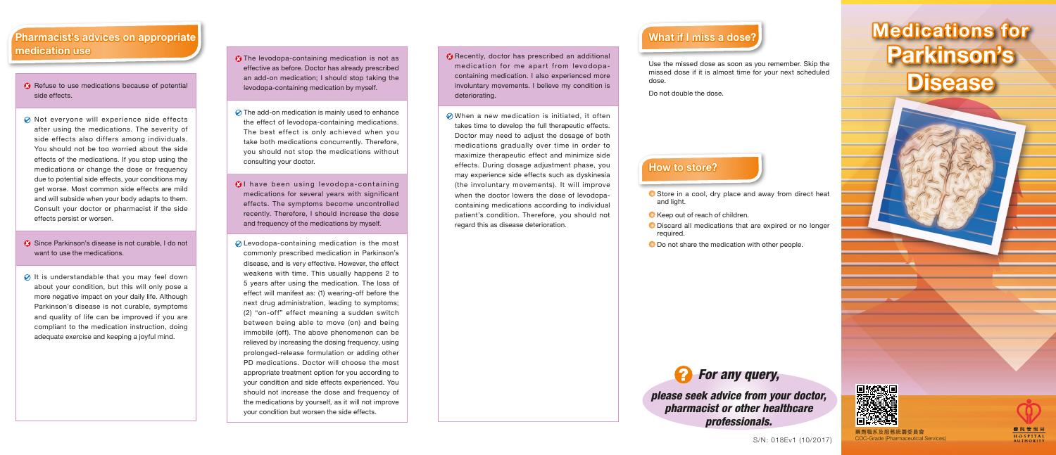# Medications for Parkinson's Disease

## Pharmacist's advices on appropriate medication use

✗ Refuse to use medications because of potential side effects.

✓ Not everyone will experience side effects after using the medications. The severity of side effects also differs among individuals. You should not be too worried about the side effects of the medications. If you stop using the medications or change the dose or frequency due to potential side effects, your conditions may get worse. Most common side effects are mild and will subside when your body adapts to them. Consult your doctor or pharmacist if the side effects persist or worsen.

✗ Since Parkinson's disease is not curable, I do not want to use the medications.

✓ It is understandable that you may feel down about your condition, but this will only pose a more negative impact on your daily life. Although Parkinson's disease is not curable, symptoms and quality of life can be improved if you are compliant to the medication instruction, doing adequate exercise and keeping a joyful mind.

✗ The levodopa-containing medication is not as effective as before. Doctor has already prescribed an add-on medication; I should stop taking the levodopa-containing medication by myself.

✓ The add-on medication is mainly used to enhance the effect of levodopa-containing medications. The best effect is only achieved when you take both medications concurrently. Therefore, you should not stop the medications without consulting your doctor.

✗ I have been using levodopa-containing medications for several years with significant effects. The symptoms become uncontrolled recently. Therefore, I should increase the dose and frequency of the medications by myself.

✓ Levodopa-containing medication is the most commonly prescribed medication in Parkinson's disease, and is very effective. However, the effect weakens with time. This usually happens 2 to 5 years after using the medication. The loss of effect will manifest as: (1) wearing-off before the next drug administration, leading to symptoms; (2) "on-off" effect meaning a sudden switch between being able to move (on) and being immobile (off). The above phenomenon can be relieved by increasing the dosing frequency, using prolonged-release formulation or adding other PD medications. Doctor will choose the most appropriate treatment option for you according to your condition and side effects experienced. You should not increase the dose and frequency of the medications by yourself, as it will not improve your condition but worsen the side effects.

✗ Recently, doctor has prescribed an additional medication for me apart from levodopa-containing medication. I also experienced more involuntary movements. I believe my condition is deteriorating.

✓ When a new medication is initiated, it often takes time to develop the full therapeutic effects. Doctor may need to adjust the dosage of both medications gradually over time in order to maximize therapeutic effect and minimize side effects. During dosage adjustment phase, you may experience side effects such as dyskinesia (the involuntary movements). It will improve when the doctor lowers the dose of levodopa-containing medications according to individual patient's condition. Therefore, you should not regard this as disease deterioration.

## What if I miss a dose?

Use the missed dose as soon as you remember. Skip the missed dose if it is almost time for your next scheduled dose.

Do not double the dose.

## How to store?

- Store in a cool, dry place and away from direct heat and light.
- Keep out of reach of children.
- Discard all medications that are expired or no longer required.
- Do not share the medication with other people.

***For any query,***

***please seek advice from your doctor, pharmacist or other healthcare professionals.***

藥劑職系及服務統籌委員會
COC-Grade (Pharmaceutical Services)

醫院管理局
HOSPITAL AUTHORITY

S/N: 018Ev1 (10/2017)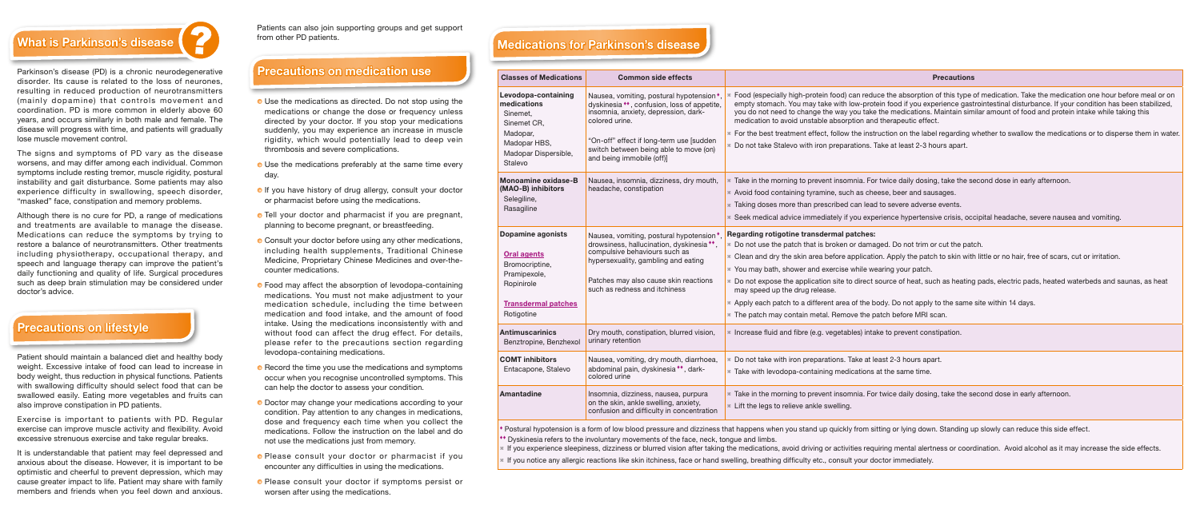## What is Parkinson's disease

Parkinson's disease (PD) is a chronic neurodegenerative disorder. Its cause is related to the loss of neurones, resulting in reduced production of neurotransmitters (mainly dopamine) that controls movement and coordination. PD is more common in elderly above 60 years, and occurs similarly in both male and female. The disease will progress with time, and patients will gradually lose muscle movement control.

The signs and symptoms of PD vary as the disease worsens, and may differ among each individual. Common symptoms include resting tremor, muscle rigidity, postural instability and gait disturbance. Some patients may also experience difficulty in swallowing, speech disorder, "masked" face, constipation and memory problems.

Although there is no cure for PD, a range of medications and treatments are available to manage the disease. Medications can reduce the symptoms by trying to restore a balance of neurotransmitters. Other treatments including physiotherapy, occupational therapy, and speech and language therapy can improve the patient's daily functioning and quality of life. Surgical procedures such as deep brain stimulation may be considered under doctor's advice.

## Precautions on lifestyle

Patient should maintain a balanced diet and healthy body weight. Excessive intake of food can lead to increase in body weight, thus reduction in physical functions. Patients with swallowing difficulty should select food that can be swallowed easily. Eating more vegetables and fruits can also improve constipation in PD patients.

Exercise is important to patients with PD. Regular exercise can improve muscle activity and flexibility. Avoid excessive strenuous exercise and take regular breaks.

It is understandable that patient may feel depressed and anxious about the disease. However, it is important to be optimistic and cheerful to prevent depression, which may cause greater impact to life. Patient may share with family members and friends when you feel down and anxious. Patients can also join supporting groups and get support from other PD patients.

## Precautions on medication use

- Use the medications as directed. Do not stop using the medications or change the dose or frequency unless directed by your doctor. If you stop your medications suddenly, you may experience an increase in muscle rigidity, which would potentially lead to deep vein thrombosis and severe complications.
- Use the medications preferably at the same time every day.
- If you have history of drug allergy, consult your doctor or pharmacist before using the medications.
- Tell your doctor and pharmacist if you are pregnant, planning to become pregnant, or breastfeeding.
- Consult your doctor before using any other medications, including health supplements, Traditional Chinese Medicine, Proprietary Chinese Medicines and over-the-counter medications.
- Food may affect the absorption of levodopa-containing medications. You must not make adjustment to your medication schedule, including the time between medication and food intake, and the amount of food intake. Using the medications inconsistently with and without food can affect the drug effect. For details, please refer to the precautions section regarding levodopa-containing medications.
- Record the time you use the medications and symptoms occur when you recognise uncontrolled symptoms. This can help the doctor to assess your condition.
- Doctor may change your medications according to your condition. Pay attention to any changes in medications, dose and frequency each time when you collect the medications. Follow the instruction on the label and do not use the medications just from memory.
- Please consult your doctor or pharmacist if you encounter any difficulties in using the medications.
- Please consult your doctor if symptoms persist or worsen after using the medications.

## Medications for Parkinson's disease

| Classes of Medications | Common side effects | Precautions |
|---|---|---|
| **Levodopa-containing medications**<br>Sinemet,<br>Sinemet CR,<br>Madopar,<br>Madopar HBS,<br>Madopar Dispersible,<br>Stalevo | Nausea, vomiting, postural hypotension*, dyskinesia**, confusion, loss of appetite, insomnia, anxiety, depression, dark-colored urine.<br><br>"On-off" effect if long-term use [sudden switch between being able to move (on) and being immobile (off)] | • Food (especially high-protein food) can reduce the absorption of this type of medication. Take the medication one hour before meal or on empty stomach. You may take with low-protein food if you experience gastrointestinal disturbance. If your condition has been stabilized, you do not need to change the way you take the medications. Maintain similar amount of food and protein intake while taking this medication to avoid unstable absorption and therapeutic effect.<br>• For the best treatment effect, follow the instruction on the label regarding whether to swallow the medications or to disperse them in water.<br>• Do not take Stalevo with iron preparations. Take at least 2-3 hours apart. |
| **Monoamine oxidase-B (MAO-B) inhibitors**<br>Selegiline,<br>Rasagiline | Nausea, insomnia, dizziness, dry mouth, headache, constipation | • Take in the morning to prevent insomnia. For twice daily dosing, take the second dose in early afternoon.<br>• Avoid food containing tyramine, such as cheese, beer and sausages.<br>• Taking doses more than prescribed can lead to severe adverse events.<br>• Seek medical advice immediately if you experience hypertensive crisis, occipital headache, severe nausea and vomiting. |
| **Dopamine agonists**<br><br>**Oral agents**<br>Bromocriptine,<br>Pramipexole,<br>Ropinirole<br><br>**Transdermal patches**<br>Rotigotine | Nausea, vomiting, postural hypotension*, drowsiness, hallucination, dyskinesia**, compulsive behaviours such as hypersexuality, gambling and eating<br><br>Patches may also cause skin reactions such as redness and itchiness | **Regarding rotigotine transdermal patches:**<br>• Do not use the patch that is broken or damaged. Do not trim or cut the patch.<br>• Clean and dry the skin area before application. Apply the patch to skin with little or no hair, free of scars, cut or irritation.<br>• You may bath, shower and exercise while wearing your patch.<br>• Do not expose the application site to direct source of heat, such as heating pads, electric pads, heated waterbeds and saunas, as heat may speed up the drug release.<br>• Apply each patch to a different area of the body. Do not apply to the same site within 14 days.<br>• The patch may contain metal. Remove the patch before MRI scan. |
| **Antimuscarinics**<br>Benztropine, Benzhexol | Dry mouth, constipation, blurred vision, urinary retention | • Increase fluid and fibre (e.g. vegetables) intake to prevent constipation. |
| **COMT inhibitors**<br>Entacapone, Stalevo | Nausea, vomiting, dry mouth, diarrhoea, abdominal pain, dyskinesia**, dark-colored urine | • Do not take with iron preparations. Take at least 2-3 hours apart.<br>• Take with levodopa-containing medications at the same time. |
| **Amantadine** | Insomnia, dizziness, nausea, purpura on the skin, ankle swelling, anxiety, confusion and difficulty in concentration | • Take in the morning to prevent insomnia. For twice daily dosing, take the second dose in early afternoon.<br>• Lift the legs to relieve ankle swelling. |

\* Postural hypotension is a form of low blood pressure and dizziness that happens when you stand up quickly from sitting or lying down. Standing up slowly can reduce this side effect.

** Dyskinesia refers to the involuntary movements of the face, neck, tongue and limbs.

- If you experience sleepiness, dizziness or blurred vision after taking the medications, avoid driving or activities requiring mental alertness or coordination. Avoid alcohol as it may increase the side effects.
- If you notice any allergic reactions like skin itchiness, face or hand swelling, breathing difficulty etc., consult your doctor immediately.